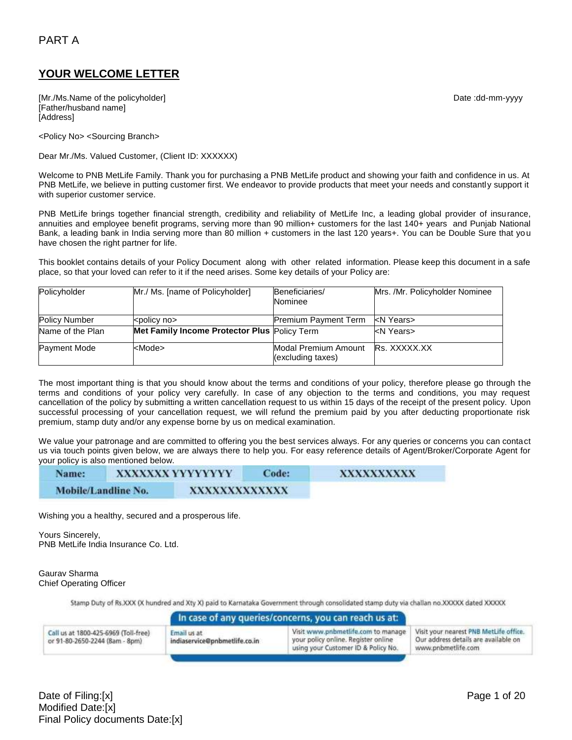PART A

## YOUR WELCOME LETTER

[Mr./Ms.Name of the policyholder]  
[Father/husband name]  
[Address]

Date :dd-mm-yyyy

<Policy No> <Sourcing Branch>

Dear Mr./Ms. Valued Customer, (Client ID: XXXXXX)

Welcome to PNB MetLife Family. Thank you for purchasing a PNB MetLife product and showing your faith and confidence in us. At PNB MetLife, we believe in putting customer first. We endeavor to provide products that meet your needs and constantly support it with superior customer service.

PNB MetLife brings together financial strength, credibility and reliability of MetLife Inc, a leading global provider of insurance, annuities and employee benefit programs, serving more than 90 million+ customers for the last 140+ years and Punjab National Bank, a leading bank in India serving more than 80 million + customers in the last 120 years+. You can be Double Sure that you have chosen the right partner for life.

This booklet contains details of your Policy Document along with other related information. Please keep this document in a safe place, so that your loved can refer to it if the need arises. Some key details of your Policy are:

| Policyholder | Mr./ Ms. [name of Policyholder] | Beneficiaries/ Nominee | Mrs. /Mr. Policyholder Nominee |
|---|---|---|---|
| Policy Number | <policy no> | Premium Payment Term | <N Years> |
| Name of the Plan | **Met Family Income Protector Plus** | Policy Term | <N Years> |
| Payment Mode | <Mode> | Modal Premium Amount (excluding taxes) | Rs. XXXXX.XX |

The most important thing is that you should know about the terms and conditions of your policy, therefore please go through the terms and conditions of your policy very carefully. In case of any objection to the terms and conditions, you may request cancellation of the policy by submitting a written cancellation request to us within 15 days of the receipt of the present policy. Upon successful processing of your cancellation request, we will refund the premium paid by you after deducting proportionate risk premium, stamp duty and/or any expense borne by us on medical examination.

We value your patronage and are committed to offering you the best services always. For any queries or concerns you can contact us via touch points given below, we are always there to help you. For easy reference details of Agent/Broker/Corporate Agent for your policy is also mentioned below.

| Name: | XXXXXXX YYYYYYYY | Code: | XXXXXXXXXX |
|---|---|---|---|
| Mobile/Landline No. | XXXXXXXXXXXXX | | |

Wishing you a healthy, secured and a prosperous life.

Yours Sincerely,  
PNB MetLife India Insurance Co. Ltd.

Gaurav Sharma  
Chief Operating Officer

Stamp Duty of Rs.XXX (X hundred and Xty X) paid to Karnataka Government through consolidated stamp duty via challan no.XXXXX dated XXXXX

**In case of any queries/concerns, you can reach us at:**

| Call us at 1800-425-6969 (Toll-free) or 91-80-2650-2244 (8am - 8pm) | Email us at indiaservice@pnbmetlife.co.in | Visit www.pnbmetlife.com to manage your policy online. Register online using your Customer ID & Policy No. | Visit your nearest PNB MetLife office. Our address details are available on www.pnbmetlife.com |
|---|---|---|---|

Date of Filing:[x]  
Modified Date:[x]  
Final Policy documents Date:[x]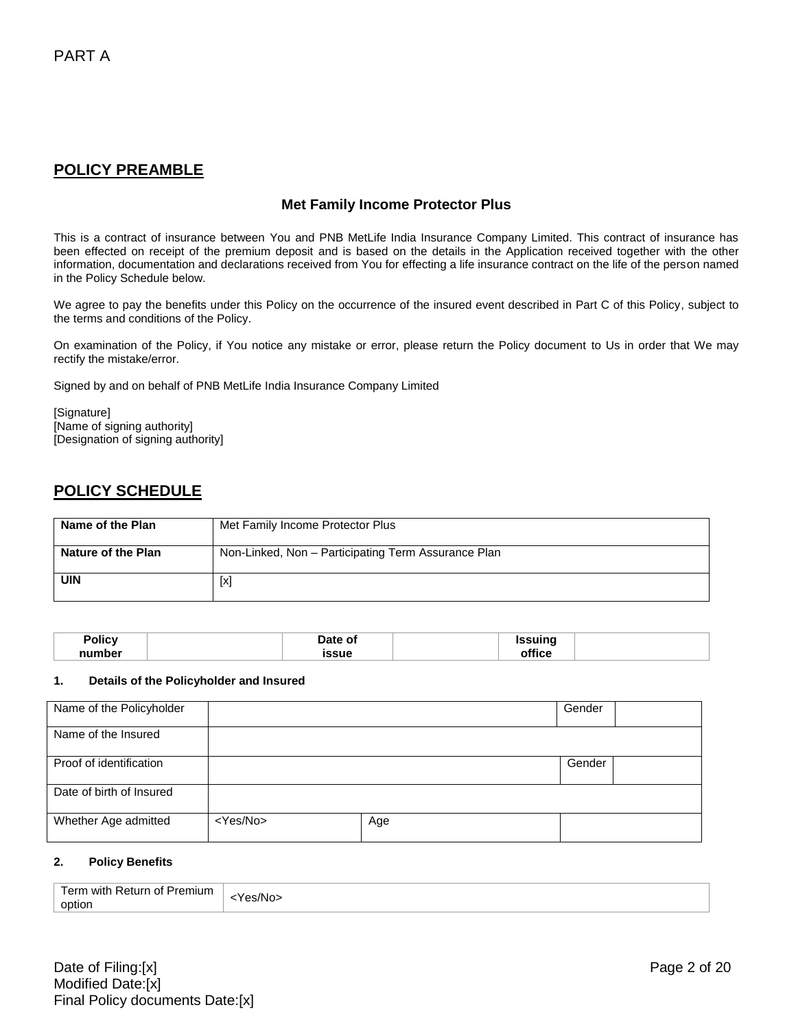PART A

## POLICY PREAMBLE

### Met Family Income Protector Plus

This is a contract of insurance between You and PNB MetLife India Insurance Company Limited. This contract of insurance has been effected on receipt of the premium deposit and is based on the details in the Application received together with the other information, documentation and declarations received from You for effecting a life insurance contract on the life of the person named in the Policy Schedule below.

We agree to pay the benefits under this Policy on the occurrence of the insured event described in Part C of this Policy, subject to the terms and conditions of the Policy.

On examination of the Policy, if You notice any mistake or error, please return the Policy document to Us in order that We may rectify the mistake/error.

Signed by and on behalf of PNB MetLife India Insurance Company Limited

[Signature]
[Name of signing authority]
[Designation of signing authority]

## POLICY SCHEDULE

| **Name of the Plan** | Met Family Income Protector Plus |
|---|---|
| **Nature of the Plan** | Non-Linked, Non – Participating Term Assurance Plan |
| **UIN** | [x] |

| **Policy number** | | **Date of issue** | | **Issuing office** | |
|---|---|---|---|---|---|

**1. Details of the Policyholder and Insured**

| Name of the Policyholder | | | Gender | |
|---|---|---|---|---|
| Name of the Insured | | | | |
| Proof of identification | | | Gender | |
| Date of birth of Insured | | | | |
| Whether Age admitted | <Yes/No> | Age | | |

**2. Policy Benefits**

| Term with Return of Premium option | <Yes/No> |
|---|---|

Date of Filing:[x]
Modified Date:[x]
Final Policy documents Date:[x]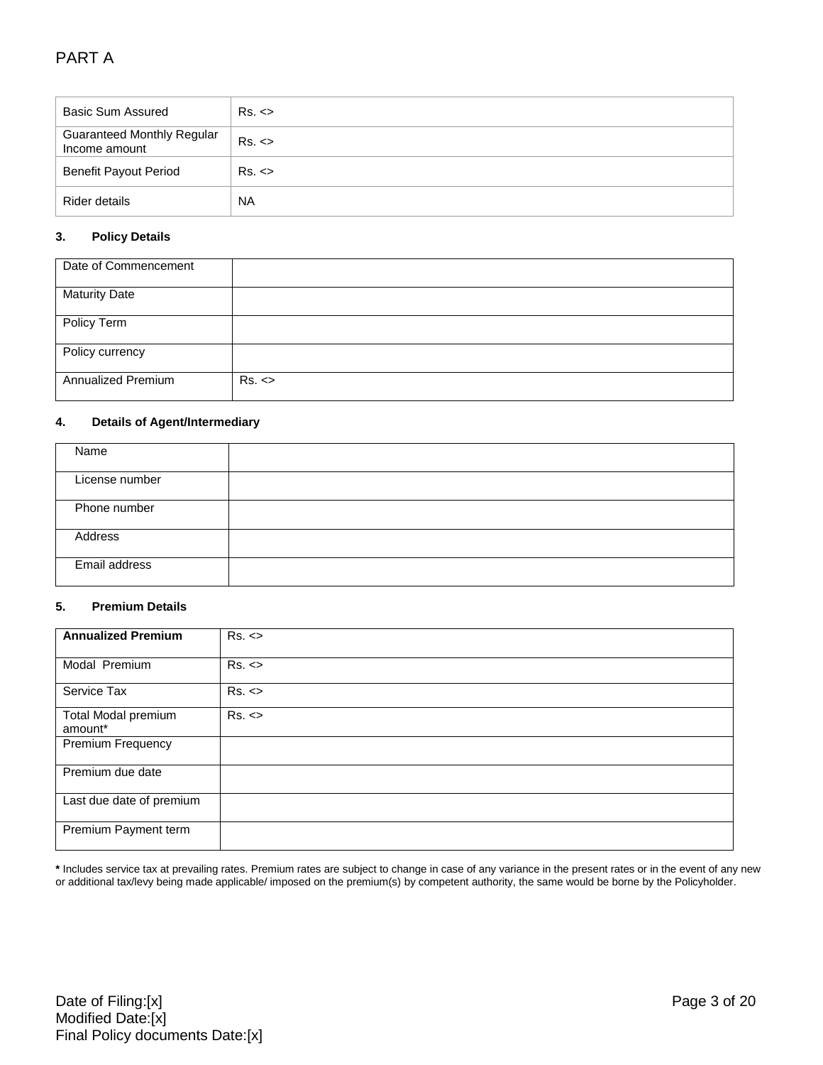# PART A

| Basic Sum Assured | Rs. <> |
|---|---|
| Guaranteed Monthly Regular Income amount | Rs. <> |
| Benefit Payout Period | Rs. <> |
| Rider details | NA |

### 3. Policy Details

| Date of Commencement | |
|---|---|
| Maturity Date | |
| Policy Term | |
| Policy currency | |
| Annualized Premium | Rs. <> |

### 4. Details of Agent/Intermediary

| Name | |
|---|---|
| License number | |
| Phone number | |
| Address | |
| Email address | |

### 5. Premium Details

| **Annualized Premium** | Rs. <> |
|---|---|
| Modal Premium | Rs. <> |
| Service Tax | Rs. <> |
| Total Modal premium amount* | Rs. <> |
| Premium Frequency | |
| Premium due date | |
| Last due date of premium | |
| Premium Payment term | |

**\*** Includes service tax at prevailing rates. Premium rates are subject to change in case of any variance in the present rates or in the event of any new or additional tax/levy being made applicable/ imposed on the premium(s) by competent authority, the same would be borne by the Policyholder.

Date of Filing:[x]
Modified Date:[x]
Final Policy documents Date:[x]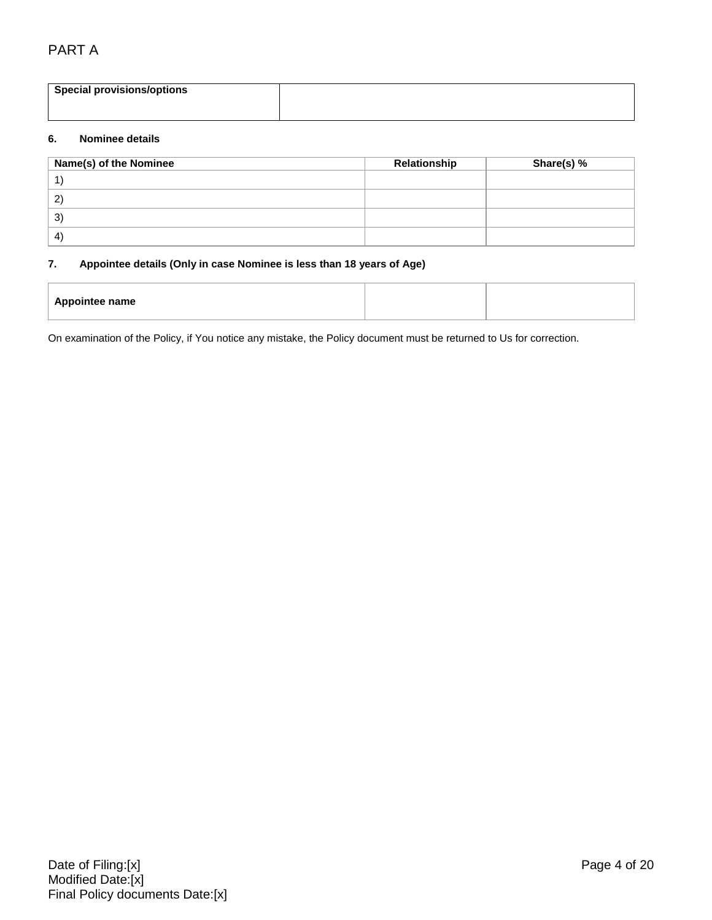PART A

| Special provisions/options | |
|---|---|

**6. Nominee details**

| Name(s) of the Nominee | Relationship | Share(s) % |
|---|---|---|
| 1) | | |
| 2) | | |
| 3) | | |
| 4) | | |

**7. Appointee details (Only in case Nominee is less than 18 years of Age)**

| Appointee name | | |
|---|---|---|

On examination of the Policy, if You notice any mistake, the Policy document must be returned to Us for correction.

Date of Filing:[x]
Modified Date:[x]
Final Policy documents Date:[x]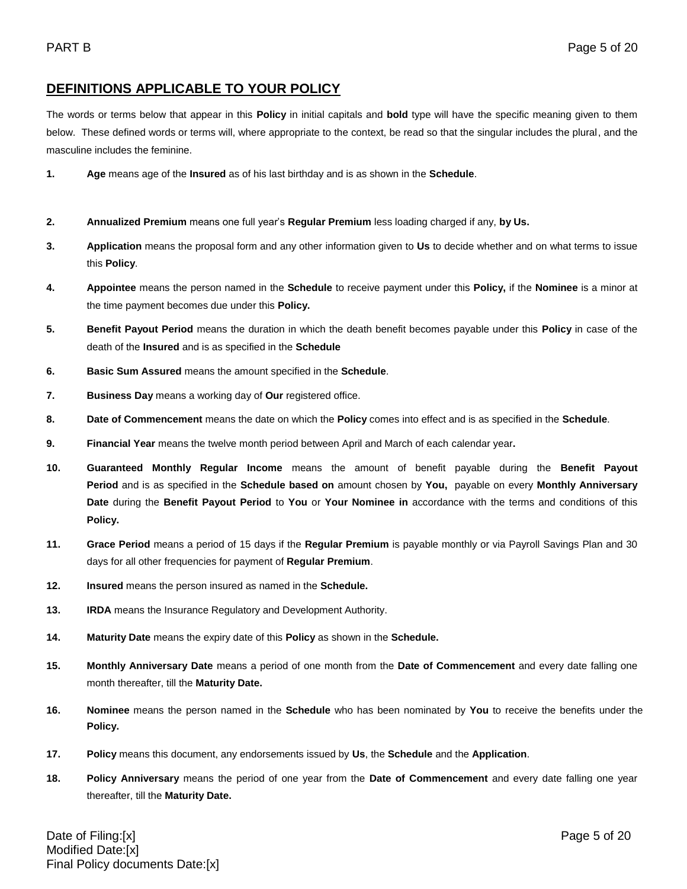## DEFINITIONS APPLICABLE TO YOUR POLICY

The words or terms below that appear in this **Policy** in initial capitals and **bold** type will have the specific meaning given to them below. These defined words or terms will, where appropriate to the context, be read so that the singular includes the plural, and the masculine includes the feminine.

1. **Age** means age of the **Insured** as of his last birthday and is as shown in the **Schedule**.
2. **Annualized Premium** means one full year's **Regular Premium** less loading charged if any, **by Us.**
3. **Application** means the proposal form and any other information given to **Us** to decide whether and on what terms to issue this **Policy**.
4. **Appointee** means the person named in the **Schedule** to receive payment under this **Policy,** if the **Nominee** is a minor at the time payment becomes due under this **Policy.**
5. **Benefit Payout Period** means the duration in which the death benefit becomes payable under this **Policy** in case of the death of the **Insured** and is as specified in the **Schedule**
6. **Basic Sum Assured** means the amount specified in the **Schedule**.
7. **Business Day** means a working day of **Our** registered office.
8. **Date of Commencement** means the date on which the **Policy** comes into effect and is as specified in the **Schedule**.
9. **Financial Year** means the twelve month period between April and March of each calendar year**.**
10. **Guaranteed Monthly Regular Income** means the amount of benefit payable during the **Benefit Payout Period** and is as specified in the **Schedule based on** amount chosen by **You,** payable on every **Monthly Anniversary Date** during the **Benefit Payout Period** to **You** or **Your Nominee in** accordance with the terms and conditions of this **Policy.**
11. **Grace Period** means a period of 15 days if the **Regular Premium** is payable monthly or via Payroll Savings Plan and 30 days for all other frequencies for payment of **Regular Premium**.
12. **Insured** means the person insured as named in the **Schedule.**
13. **IRDA** means the Insurance Regulatory and Development Authority.
14. **Maturity Date** means the expiry date of this **Policy** as shown in the **Schedule.**
15. **Monthly Anniversary Date** means a period of one month from the **Date of Commencement** and every date falling one month thereafter, till the **Maturity Date.**
16. **Nominee** means the person named in the **Schedule** who has been nominated by **You** to receive the benefits under the **Policy.**
17. **Policy** means this document, any endorsements issued by **Us**, the **Schedule** and the **Application**.
18. **Policy Anniversary** means the period of one year from the **Date of Commencement** and every date falling one year thereafter, till the **Maturity Date.**

Date of Filing:[x]
Modified Date:[x]
Final Policy documents Date:[x]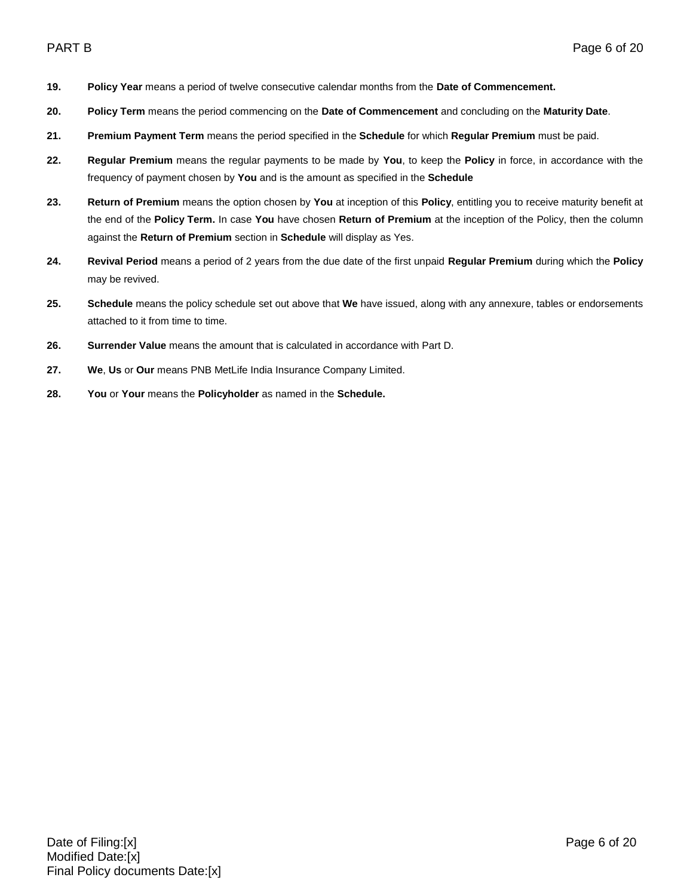**19.** **Policy Year** means a period of twelve consecutive calendar months from the **Date of Commencement.**

**20.** **Policy Term** means the period commencing on the **Date of Commencement** and concluding on the **Maturity Date**.

**21.** **Premium Payment Term** means the period specified in the **Schedule** for which **Regular Premium** must be paid.

**22.** **Regular Premium** means the regular payments to be made by **You**, to keep the **Policy** in force, in accordance with the frequency of payment chosen by **You** and is the amount as specified in the **Schedule**

**23.** **Return of Premium** means the option chosen by **You** at inception of this **Policy**, entitling you to receive maturity benefit at the end of the **Policy Term.** In case **You** have chosen **Return of Premium** at the inception of the Policy, then the column against the **Return of Premium** section in **Schedule** will display as Yes.

**24.** **Revival Period** means a period of 2 years from the due date of the first unpaid **Regular Premium** during which the **Policy** may be revived.

**25.** **Schedule** means the policy schedule set out above that **We** have issued, along with any annexure, tables or endorsements attached to it from time to time.

**26.** **Surrender Value** means the amount that is calculated in accordance with Part D.

**27.** **We**, **Us** or **Our** means PNB MetLife India Insurance Company Limited.

**28.** **You** or **Your** means the **Policyholder** as named in the **Schedule.**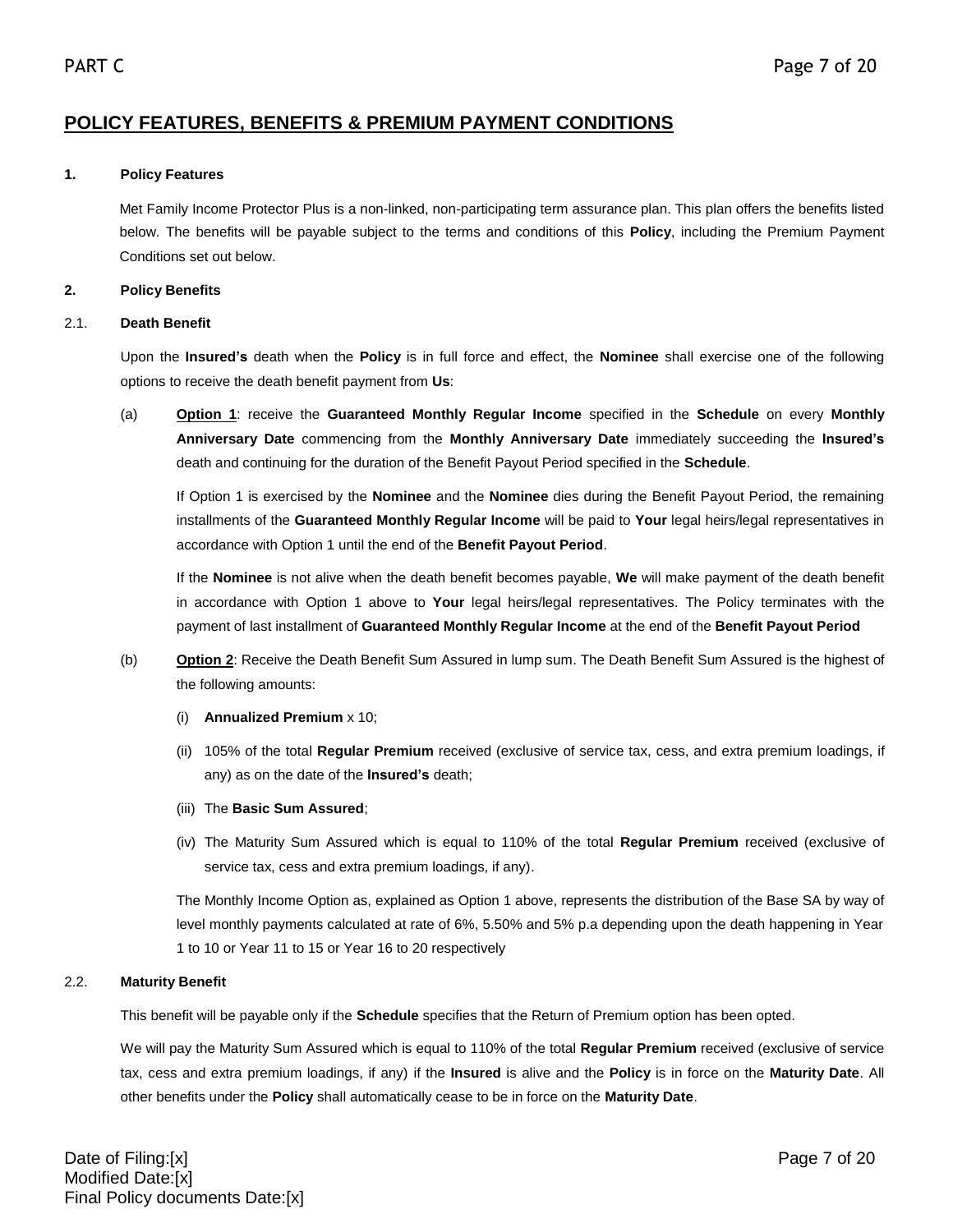## POLICY FEATURES, BENEFITS & PREMIUM PAYMENT CONDITIONS

**1. Policy Features**

Met Family Income Protector Plus is a non-linked, non-participating term assurance plan. This plan offers the benefits listed below. The benefits will be payable subject to the terms and conditions of this **Policy**, including the Premium Payment Conditions set out below.

**2. Policy Benefits**

2.1. **Death Benefit**

Upon the **Insured's** death when the **Policy** is in full force and effect, the **Nominee** shall exercise one of the following options to receive the death benefit payment from **Us**:

(a) **Option 1**: receive the **Guaranteed Monthly Regular Income** specified in the **Schedule** on every **Monthly Anniversary Date** commencing from the **Monthly Anniversary Date** immediately succeeding the **Insured's** death and continuing for the duration of the Benefit Payout Period specified in the **Schedule**.

If Option 1 is exercised by the **Nominee** and the **Nominee** dies during the Benefit Payout Period, the remaining installments of the **Guaranteed Monthly Regular Income** will be paid to **Your** legal heirs/legal representatives in accordance with Option 1 until the end of the **Benefit Payout Period**.

If the **Nominee** is not alive when the death benefit becomes payable, **We** will make payment of the death benefit in accordance with Option 1 above to **Your** legal heirs/legal representatives. The Policy terminates with the payment of last installment of **Guaranteed Monthly Regular Income** at the end of the **Benefit Payout Period**

(b) **Option 2**: Receive the Death Benefit Sum Assured in lump sum. The Death Benefit Sum Assured is the highest of the following amounts:

(i) **Annualized Premium** x 10;

(ii) 105% of the total **Regular Premium** received (exclusive of service tax, cess, and extra premium loadings, if any) as on the date of the **Insured's** death;

(iii) The **Basic Sum Assured**;

(iv) The Maturity Sum Assured which is equal to 110% of the total **Regular Premium** received (exclusive of service tax, cess and extra premium loadings, if any).

The Monthly Income Option as, explained as Option 1 above, represents the distribution of the Base SA by way of level monthly payments calculated at rate of 6%, 5.50% and 5% p.a depending upon the death happening in Year 1 to 10 or Year 11 to 15 or Year 16 to 20 respectively

2.2. **Maturity Benefit**

This benefit will be payable only if the **Schedule** specifies that the Return of Premium option has been opted.

We will pay the Maturity Sum Assured which is equal to 110% of the total **Regular Premium** received (exclusive of service tax, cess and extra premium loadings, if any) if the **Insured** is alive and the **Policy** is in force on the **Maturity Date**. All other benefits under the **Policy** shall automatically cease to be in force on the **Maturity Date**.

Date of Filing:[x]
Modified Date:[x]
Final Policy documents Date:[x]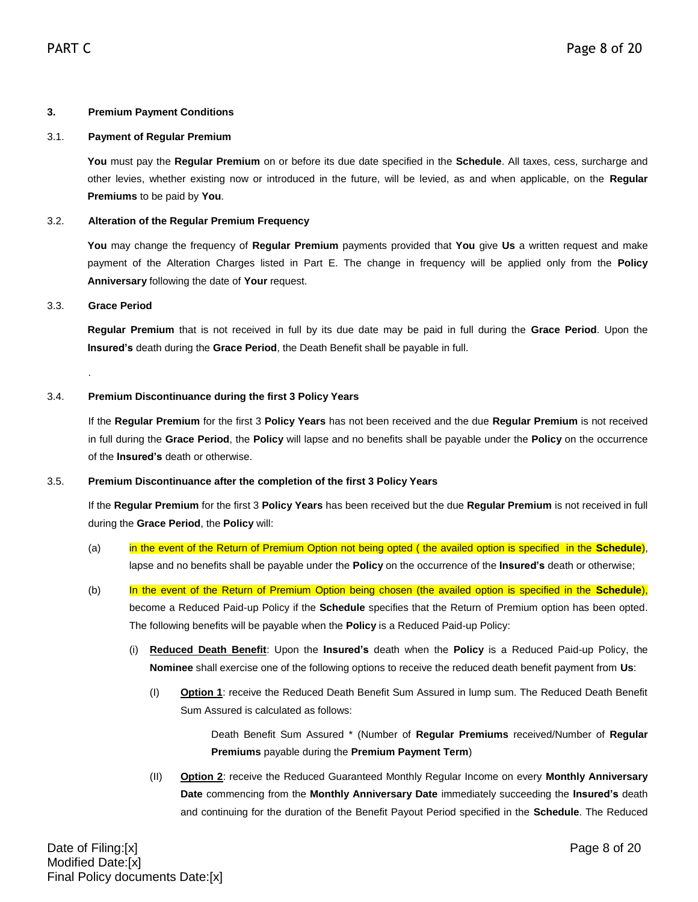### 3. Premium Payment Conditions

#### 3.1. Payment of Regular Premium

**You** must pay the **Regular Premium** on or before its due date specified in the **Schedule**. All taxes, cess, surcharge and other levies, whether existing now or introduced in the future, will be levied, as and when applicable, on the **Regular Premiums** to be paid by **You**.

#### 3.2. Alteration of the Regular Premium Frequency

**You** may change the frequency of **Regular Premium** payments provided that **You** give **Us** a written request and make payment of the Alteration Charges listed in Part E. The change in frequency will be applied only from the **Policy Anniversary** following the date of **Your** request.

#### 3.3. Grace Period

**Regular Premium** that is not received in full by its due date may be paid in full during the **Grace Period**. Upon the **Insured's** death during the **Grace Period**, the Death Benefit shall be payable in full.

.

#### 3.4. Premium Discontinuance during the first 3 Policy Years

If the **Regular Premium** for the first 3 **Policy Years** has not been received and the due **Regular Premium** is not received in full during the **Grace Period**, the **Policy** will lapse and no benefits shall be payable under the **Policy** on the occurrence of the **Insured's** death or otherwise.

#### 3.5. Premium Discontinuance after the completion of the first 3 Policy Years

If the **Regular Premium** for the first 3 **Policy Years** has been received but the due **Regular Premium** is not received in full during the **Grace Period**, the **Policy** will:

(a) in the event of the Return of Premium Option not being opted ( the availed option is specified in the **Schedule**), lapse and no benefits shall be payable under the **Policy** on the occurrence of the **Insured's** death or otherwise;

(b) In the event of the Return of Premium Option being chosen (the availed option is specified in the **Schedule**), become a Reduced Paid-up Policy if the **Schedule** specifies that the Return of Premium option has been opted. The following benefits will be payable when the **Policy** is a Reduced Paid-up Policy:

(i) <u>**Reduced Death Benefit**</u>: Upon the **Insured's** death when the **Policy** is a Reduced Paid-up Policy, the **Nominee** shall exercise one of the following options to receive the reduced death benefit payment from **Us**:

(I) <u>**Option 1**</u>: receive the Reduced Death Benefit Sum Assured in lump sum. The Reduced Death Benefit Sum Assured is calculated as follows:

Death Benefit Sum Assured * (Number of **Regular Premiums** received/Number of **Regular Premiums** payable during the **Premium Payment Term**)

(II) <u>**Option 2**</u>: receive the Reduced Guaranteed Monthly Regular Income on every **Monthly Anniversary Date** commencing from the **Monthly Anniversary Date** immediately succeeding the **Insured's** death and continuing for the duration of the Benefit Payout Period specified in the **Schedule**. The Reduced

Date of Filing:[x]
Modified Date:[x]
Final Policy documents Date:[x]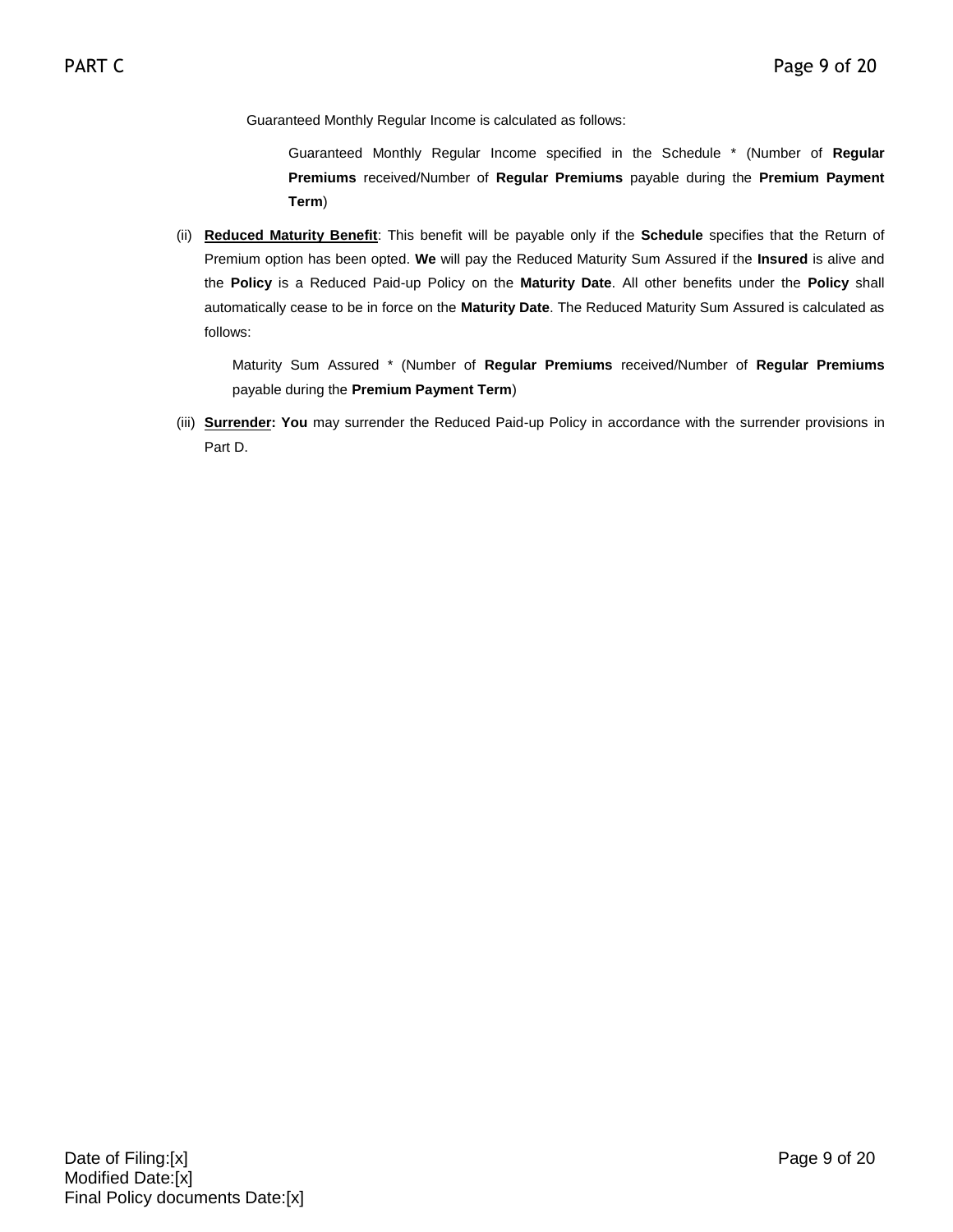Guaranteed Monthly Regular Income is calculated as follows:

> Guaranteed Monthly Regular Income specified in the Schedule * (Number of **Regular Premiums** received/Number of **Regular Premiums** payable during the **Premium Payment Term**)

(ii) **Reduced Maturity Benefit**: This benefit will be payable only if the **Schedule** specifies that the Return of Premium option has been opted. **We** will pay the Reduced Maturity Sum Assured if the **Insured** is alive and the **Policy** is a Reduced Paid-up Policy on the **Maturity Date**. All other benefits under the **Policy** shall automatically cease to be in force on the **Maturity Date**. The Reduced Maturity Sum Assured is calculated as follows:

> Maturity Sum Assured * (Number of **Regular Premiums** received/Number of **Regular Premiums** payable during the **Premium Payment Term**)

(iii) **Surrender: You** may surrender the Reduced Paid-up Policy in accordance with the surrender provisions in Part D.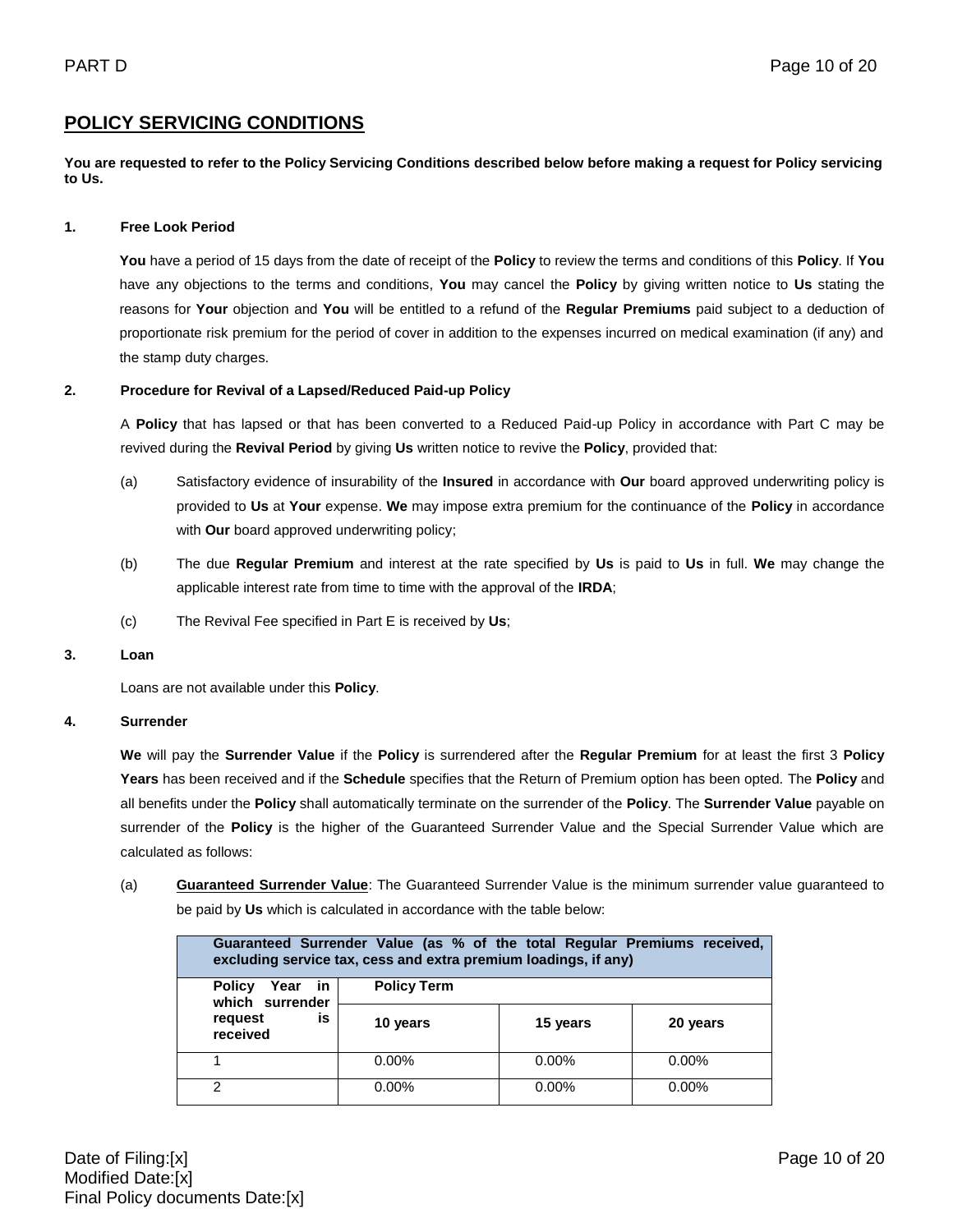## POLICY SERVICING CONDITIONS

**You are requested to refer to the Policy Servicing Conditions described below before making a request for Policy servicing to Us.**

**1. Free Look Period**

**You** have a period of 15 days from the date of receipt of the **Policy** to review the terms and conditions of this **Policy**. If **You** have any objections to the terms and conditions, **You** may cancel the **Policy** by giving written notice to **Us** stating the reasons for **Your** objection and **You** will be entitled to a refund of the **Regular Premiums** paid subject to a deduction of proportionate risk premium for the period of cover in addition to the expenses incurred on medical examination (if any) and the stamp duty charges.

**2. Procedure for Revival of a Lapsed/Reduced Paid-up Policy**

A **Policy** that has lapsed or that has been converted to a Reduced Paid-up Policy in accordance with Part C may be revived during the **Revival Period** by giving **Us** written notice to revive the **Policy**, provided that:

(a) Satisfactory evidence of insurability of the **Insured** in accordance with **Our** board approved underwriting policy is provided to **Us** at **Your** expense. **We** may impose extra premium for the continuance of the **Policy** in accordance with **Our** board approved underwriting policy;

(b) The due **Regular Premium** and interest at the rate specified by **Us** is paid to **Us** in full. **We** may change the applicable interest rate from time to time with the approval of the **IRDA**;

(c) The Revival Fee specified in Part E is received by **Us**;

**3. Loan**

Loans are not available under this **Policy**.

**4. Surrender**

**We** will pay the **Surrender Value** if the **Policy** is surrendered after the **Regular Premium** for at least the first 3 **Policy Years** has been received and if the **Schedule** specifies that the Return of Premium option has been opted. The **Policy** and all benefits under the **Policy** shall automatically terminate on the surrender of the **Policy**. The **Surrender Value** payable on surrender of the **Policy** is the higher of the Guaranteed Surrender Value and the Special Surrender Value which are calculated as follows:

(a) **Guaranteed Surrender Value**: The Guaranteed Surrender Value is the minimum surrender value guaranteed to be paid by **Us** which is calculated in accordance with the table below:

| **Guaranteed Surrender Value (as % of the total Regular Premiums received, excluding service tax, cess and extra premium loadings, if any)** | | | |
|---|---|---|---|
| **Policy Year in which surrender request is received** | **Policy Term** | | |
| | **10 years** | **15 years** | **20 years** |
| 1 | 0.00% | 0.00% | 0.00% |
| 2 | 0.00% | 0.00% | 0.00% |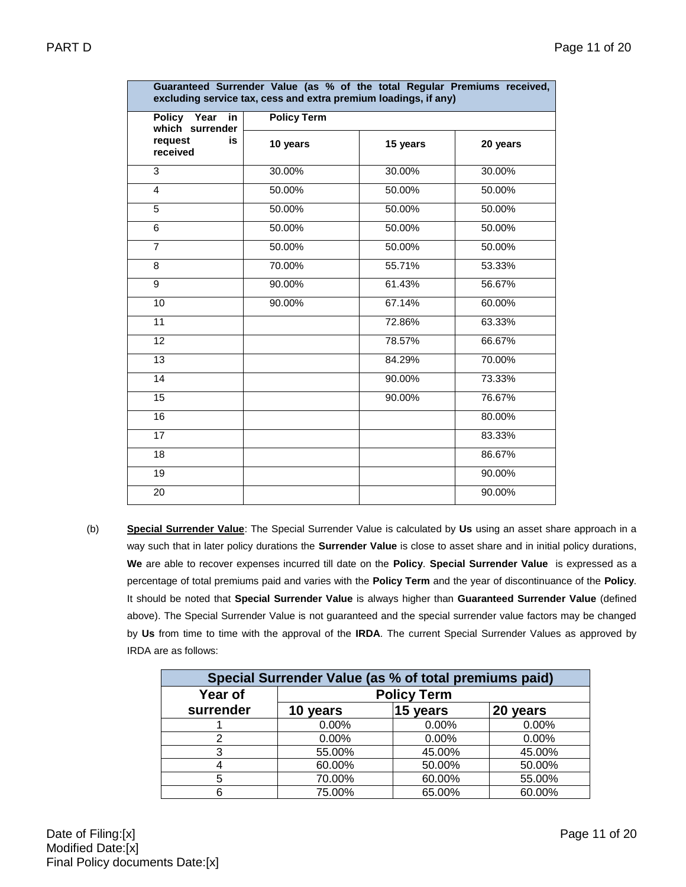| Guaranteed Surrender Value (as % of the total Regular Premiums received, excluding service tax, cess and extra premium loadings, if any) | | | |
|---|---|---|---|
| Policy Year in which surrender request is received | Policy Term | | |
| | 10 years | 15 years | 20 years |
| 3 | 30.00% | 30.00% | 30.00% |
| 4 | 50.00% | 50.00% | 50.00% |
| 5 | 50.00% | 50.00% | 50.00% |
| 6 | 50.00% | 50.00% | 50.00% |
| 7 | 50.00% | 50.00% | 50.00% |
| 8 | 70.00% | 55.71% | 53.33% |
| 9 | 90.00% | 61.43% | 56.67% |
| 10 | 90.00% | 67.14% | 60.00% |
| 11 | | 72.86% | 63.33% |
| 12 | | 78.57% | 66.67% |
| 13 | | 84.29% | 70.00% |
| 14 | | 90.00% | 73.33% |
| 15 | | 90.00% | 76.67% |
| 16 | | | 80.00% |
| 17 | | | 83.33% |
| 18 | | | 86.67% |
| 19 | | | 90.00% |
| 20 | | | 90.00% |

(b) **Special Surrender Value**: The Special Surrender Value is calculated by **Us** using an asset share approach in a way such that in later policy durations the **Surrender Value** is close to asset share and in initial policy durations, **We** are able to recover expenses incurred till date on the **Policy**. **Special Surrender Value** is expressed as a percentage of total premiums paid and varies with the **Policy Term** and the year of discontinuance of the **Policy**. It should be noted that **Special Surrender Value** is always higher than **Guaranteed Surrender Value** (defined above). The Special Surrender Value is not guaranteed and the special surrender value factors may be changed by **Us** from time to time with the approval of the **IRDA**. The current Special Surrender Values as approved by IRDA are as follows:

| Special Surrender Value (as % of total premiums paid) | | | |
|---|---|---|---|
| Year of surrender | Policy Term | | |
| | 10 years | 15 years | 20 years |
| 1 | 0.00% | 0.00% | 0.00% |
| 2 | 0.00% | 0.00% | 0.00% |
| 3 | 55.00% | 45.00% | 45.00% |
| 4 | 60.00% | 50.00% | 50.00% |
| 5 | 70.00% | 60.00% | 55.00% |
| 6 | 75.00% | 65.00% | 60.00% |

Date of Filing:[x]
Modified Date:[x]
Final Policy documents Date:[x]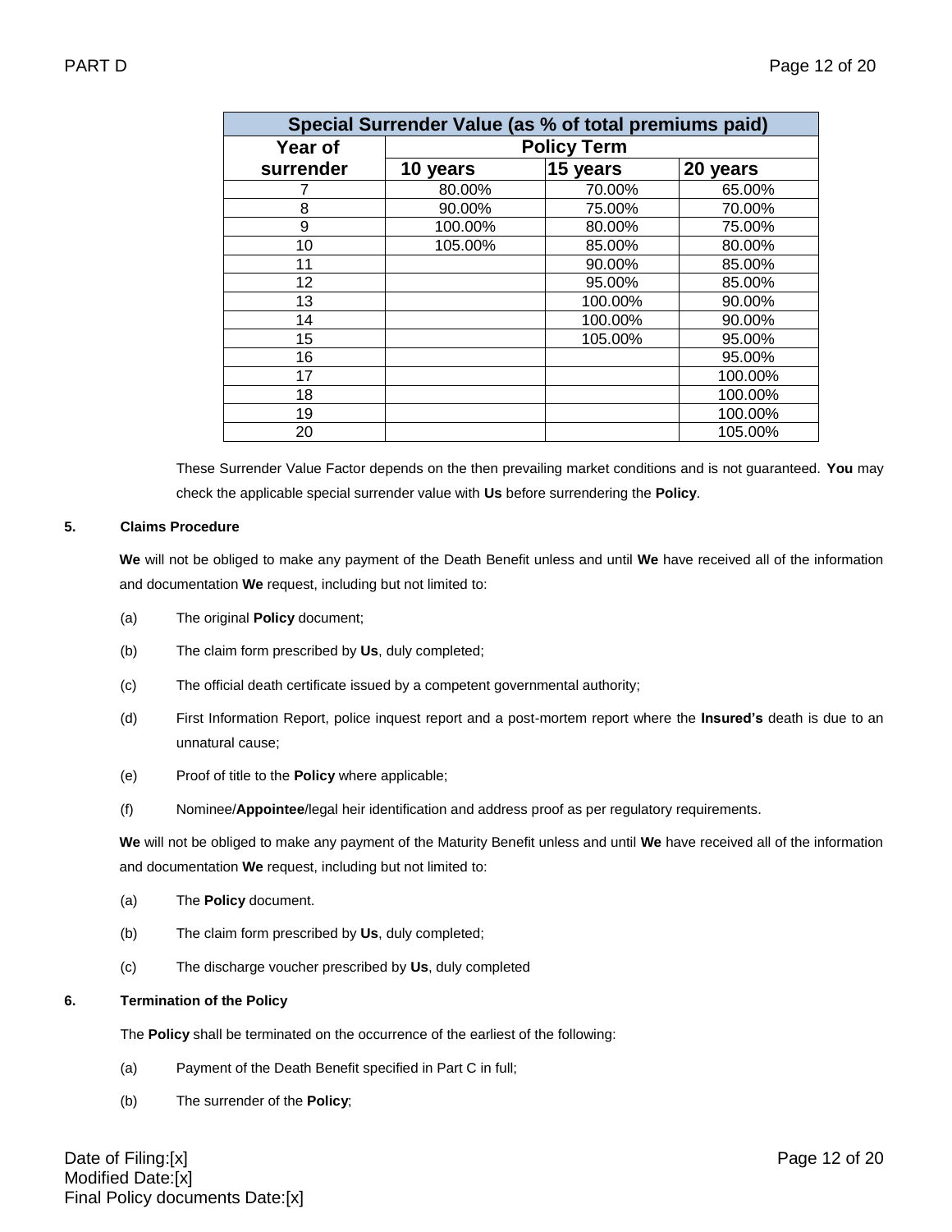| Special Surrender Value (as % of total premiums paid) | | | |
|---|---|---|---|
| Year of surrender | Policy Term | | |
| | 10 years | 15 years | 20 years |
| 7 | 80.00% | 70.00% | 65.00% |
| 8 | 90.00% | 75.00% | 70.00% |
| 9 | 100.00% | 80.00% | 75.00% |
| 10 | 105.00% | 85.00% | 80.00% |
| 11 | | 90.00% | 85.00% |
| 12 | | 95.00% | 85.00% |
| 13 | | 100.00% | 90.00% |
| 14 | | 100.00% | 90.00% |
| 15 | | 105.00% | 95.00% |
| 16 | | | 95.00% |
| 17 | | | 100.00% |
| 18 | | | 100.00% |
| 19 | | | 100.00% |
| 20 | | | 105.00% |

These Surrender Value Factor depends on the then prevailing market conditions and is not guaranteed. **You** may check the applicable special surrender value with **Us** before surrendering the **Policy**.

**5. Claims Procedure**

**We** will not be obliged to make any payment of the Death Benefit unless and until **We** have received all of the information and documentation **We** request, including but not limited to:

(a) The original **Policy** document;

(b) The claim form prescribed by **Us**, duly completed;

(c) The official death certificate issued by a competent governmental authority;

(d) First Information Report, police inquest report and a post-mortem report where the **Insured's** death is due to an unnatural cause;

(e) Proof of title to the **Policy** where applicable;

(f) Nominee/**Appointee**/legal heir identification and address proof as per regulatory requirements.

**We** will not be obliged to make any payment of the Maturity Benefit unless and until **We** have received all of the information and documentation **We** request, including but not limited to:

(a) The **Policy** document.

(b) The claim form prescribed by **Us**, duly completed;

(c) The discharge voucher prescribed by **Us**, duly completed

**6. Termination of the Policy**

The **Policy** shall be terminated on the occurrence of the earliest of the following:

(a) Payment of the Death Benefit specified in Part C in full;

(b) The surrender of the **Policy**;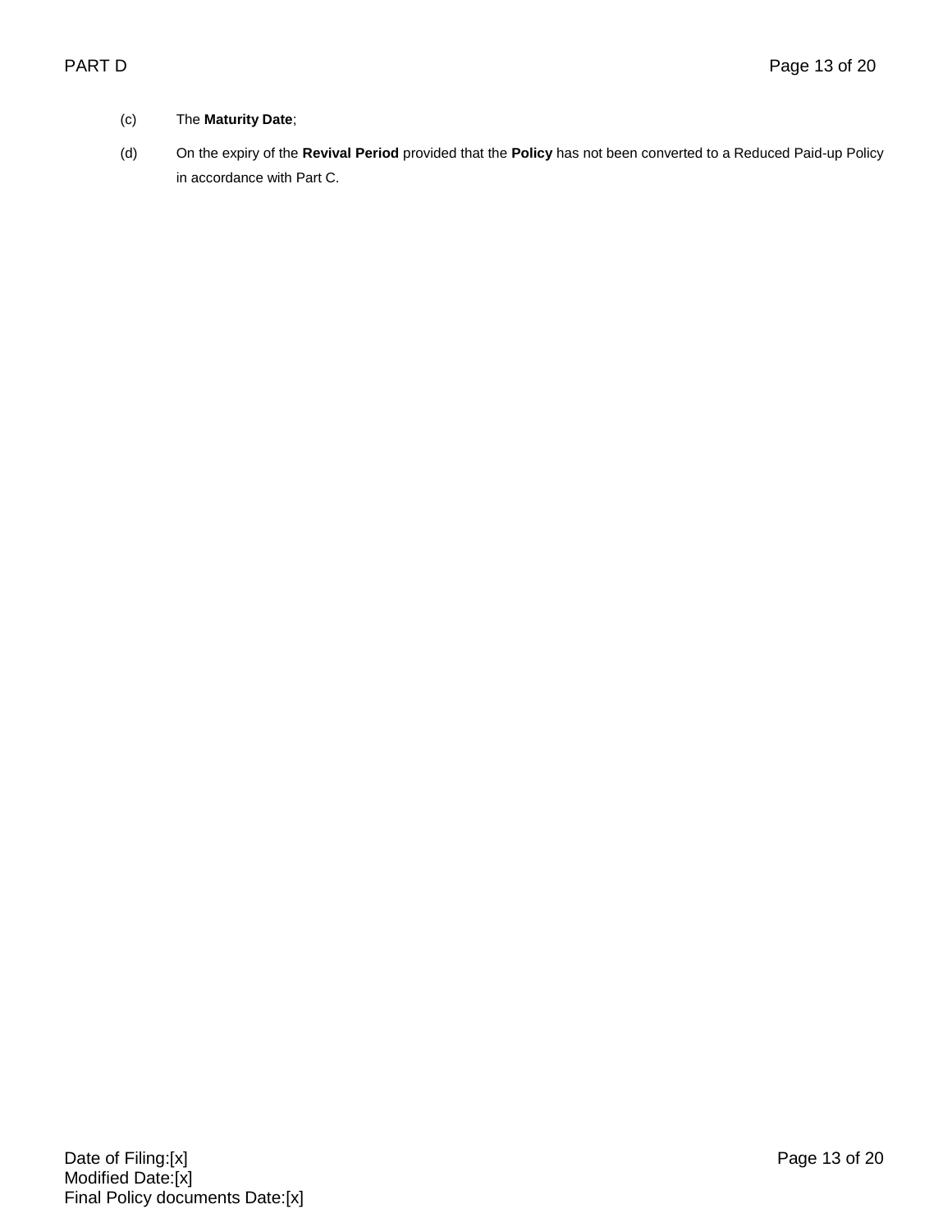(c) The **Maturity Date**;

(d) On the expiry of the **Revival Period** provided that the **Policy** has not been converted to a Reduced Paid-up Policy in accordance with Part C.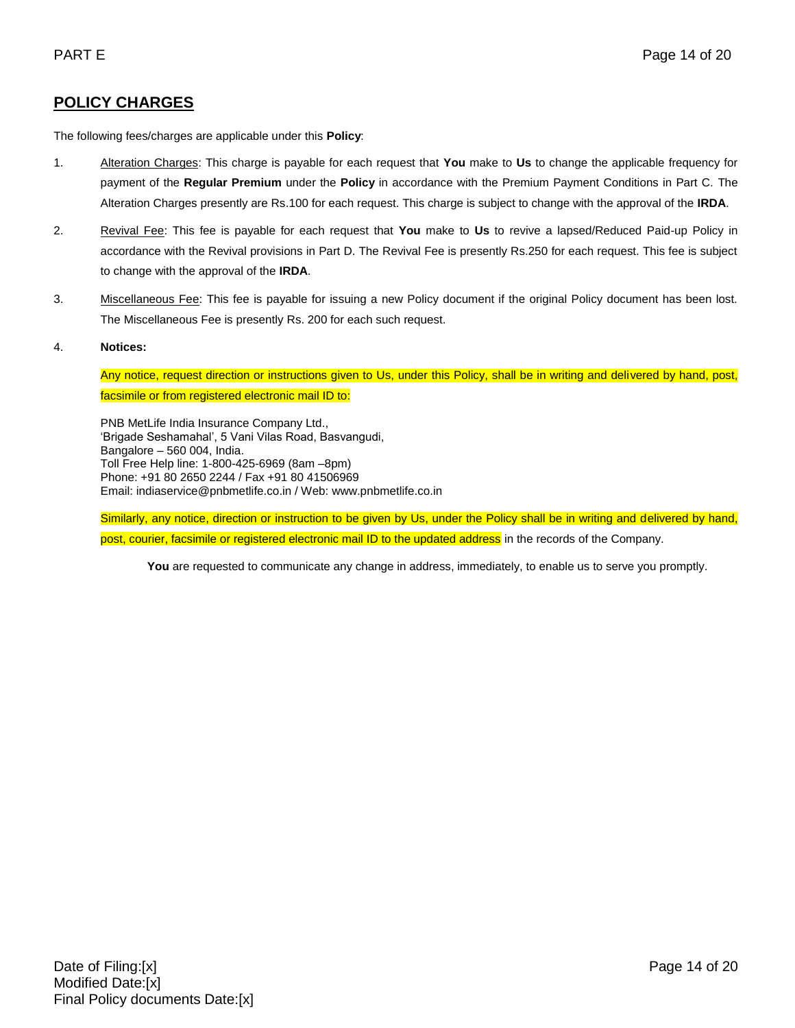## POLICY CHARGES

The following fees/charges are applicable under this **Policy**:

1. Alteration Charges: This charge is payable for each request that **You** make to **Us** to change the applicable frequency for payment of the **Regular Premium** under the **Policy** in accordance with the Premium Payment Conditions in Part C. The Alteration Charges presently are Rs.100 for each request. This charge is subject to change with the approval of the **IRDA**.

2. Revival Fee: This fee is payable for each request that **You** make to **Us** to revive a lapsed/Reduced Paid-up Policy in accordance with the Revival provisions in Part D. The Revival Fee is presently Rs.250 for each request. This fee is subject to change with the approval of the **IRDA**.

3. Miscellaneous Fee: This fee is payable for issuing a new Policy document if the original Policy document has been lost. The Miscellaneous Fee is presently Rs. 200 for each such request.

4. **Notices:**

   Any notice, request direction or instructions given to Us, under this Policy, shall be in writing and delivered by hand, post, facsimile or from registered electronic mail ID to:

   PNB MetLife India Insurance Company Ltd.,
   'Brigade Seshamahal', 5 Vani Vilas Road, Basvangudi,
   Bangalore – 560 004, India.
   Toll Free Help line: 1-800-425-6969 (8am –8pm)
   Phone: +91 80 2650 2244 / Fax +91 80 41506969
   Email: indiaservice@pnbmetlife.co.in / Web: www.pnbmetlife.co.in

   Similarly, any notice, direction or instruction to be given by Us, under the Policy shall be in writing and delivered by hand, post, courier, facsimile or registered electronic mail ID to the updated address in the records of the Company.

   **You** are requested to communicate any change in address, immediately, to enable us to serve you promptly.

Date of Filing:[x]
Modified Date:[x]
Final Policy documents Date:[x]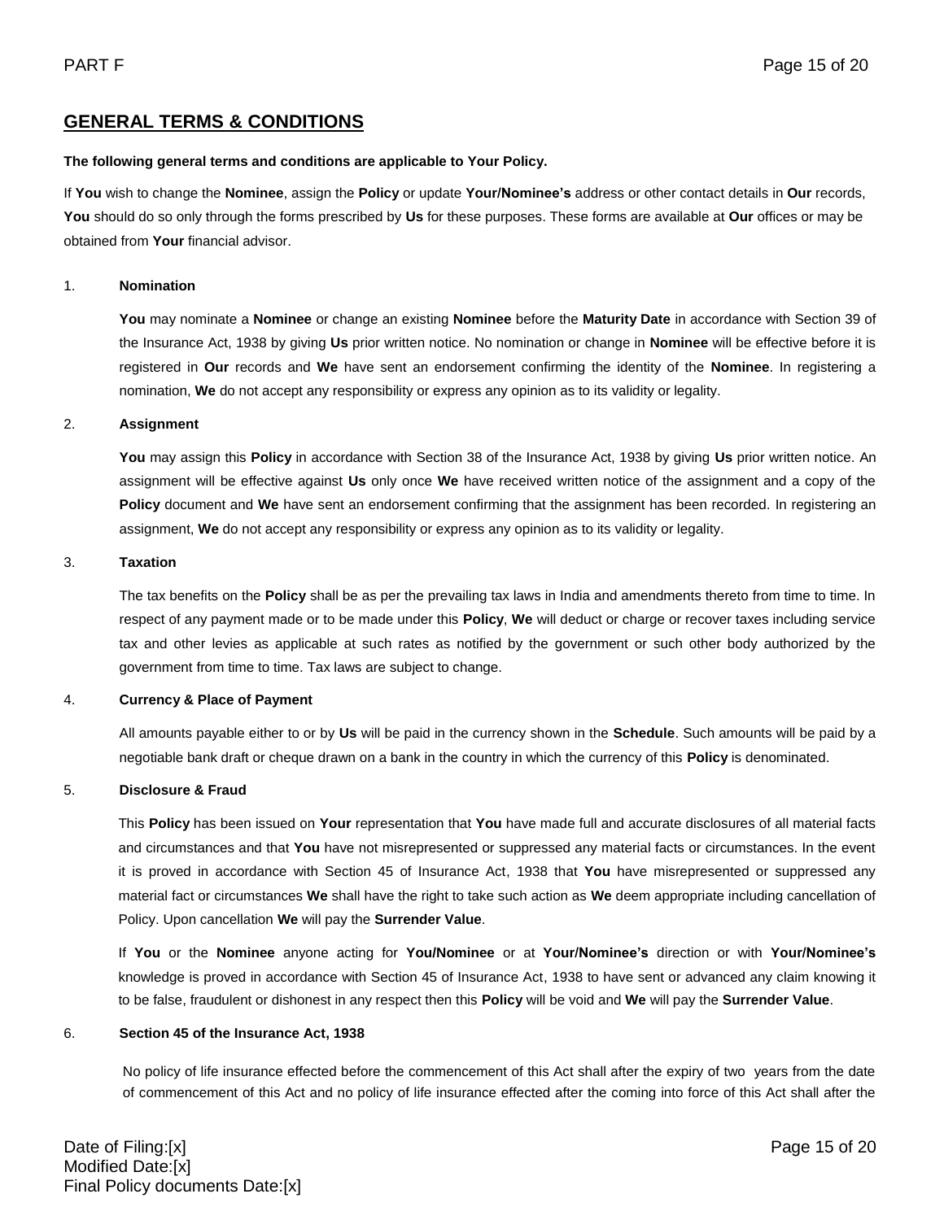## GENERAL TERMS & CONDITIONS

**The following general terms and conditions are applicable to Your Policy.**

If **You** wish to change the **Nominee**, assign the **Policy** or update **Your/Nominee's** address or other contact details in **Our** records, **You** should do so only through the forms prescribed by **Us** for these purposes. These forms are available at **Our** offices or may be obtained from **Your** financial advisor.

1. **Nomination**

   **You** may nominate a **Nominee** or change an existing **Nominee** before the **Maturity Date** in accordance with Section 39 of the Insurance Act, 1938 by giving **Us** prior written notice. No nomination or change in **Nominee** will be effective before it is registered in **Our** records and **We** have sent an endorsement confirming the identity of the **Nominee**. In registering a nomination, **We** do not accept any responsibility or express any opinion as to its validity or legality.

2. **Assignment**

   **You** may assign this **Policy** in accordance with Section 38 of the Insurance Act, 1938 by giving **Us** prior written notice. An assignment will be effective against **Us** only once **We** have received written notice of the assignment and a copy of the **Policy** document and **We** have sent an endorsement confirming that the assignment has been recorded. In registering an assignment, **We** do not accept any responsibility or express any opinion as to its validity or legality.

3. **Taxation**

   The tax benefits on the **Policy** shall be as per the prevailing tax laws in India and amendments thereto from time to time. In respect of any payment made or to be made under this **Policy**, **We** will deduct or charge or recover taxes including service tax and other levies as applicable at such rates as notified by the government or such other body authorized by the government from time to time. Tax laws are subject to change.

4. **Currency & Place of Payment**

   All amounts payable either to or by **Us** will be paid in the currency shown in the **Schedule**. Such amounts will be paid by a negotiable bank draft or cheque drawn on a bank in the country in which the currency of this **Policy** is denominated.

5. **Disclosure & Fraud**

   This **Policy** has been issued on **Your** representation that **You** have made full and accurate disclosures of all material facts and circumstances and that **You** have not misrepresented or suppressed any material facts or circumstances. In the event it is proved in accordance with Section 45 of Insurance Act, 1938 that **You** have misrepresented or suppressed any material fact or circumstances **We** shall have the right to take such action as **We** deem appropriate including cancellation of Policy. Upon cancellation **We** will pay the **Surrender Value**.

   If **You** or the **Nominee** anyone acting for **You/Nominee** or at **Your/Nominee's** direction or with **Your/Nominee's** knowledge is proved in accordance with Section 45 of Insurance Act, 1938 to have sent or advanced any claim knowing it to be false, fraudulent or dishonest in any respect then this **Policy** will be void and **We** will pay the **Surrender Value**.

6. **Section 45 of the Insurance Act, 1938**

   No policy of life insurance effected before the commencement of this Act shall after the expiry of two years from the date of commencement of this Act and no policy of life insurance effected after the coming into force of this Act shall after the

Date of Filing:[x]
Modified Date:[x]
Final Policy documents Date:[x]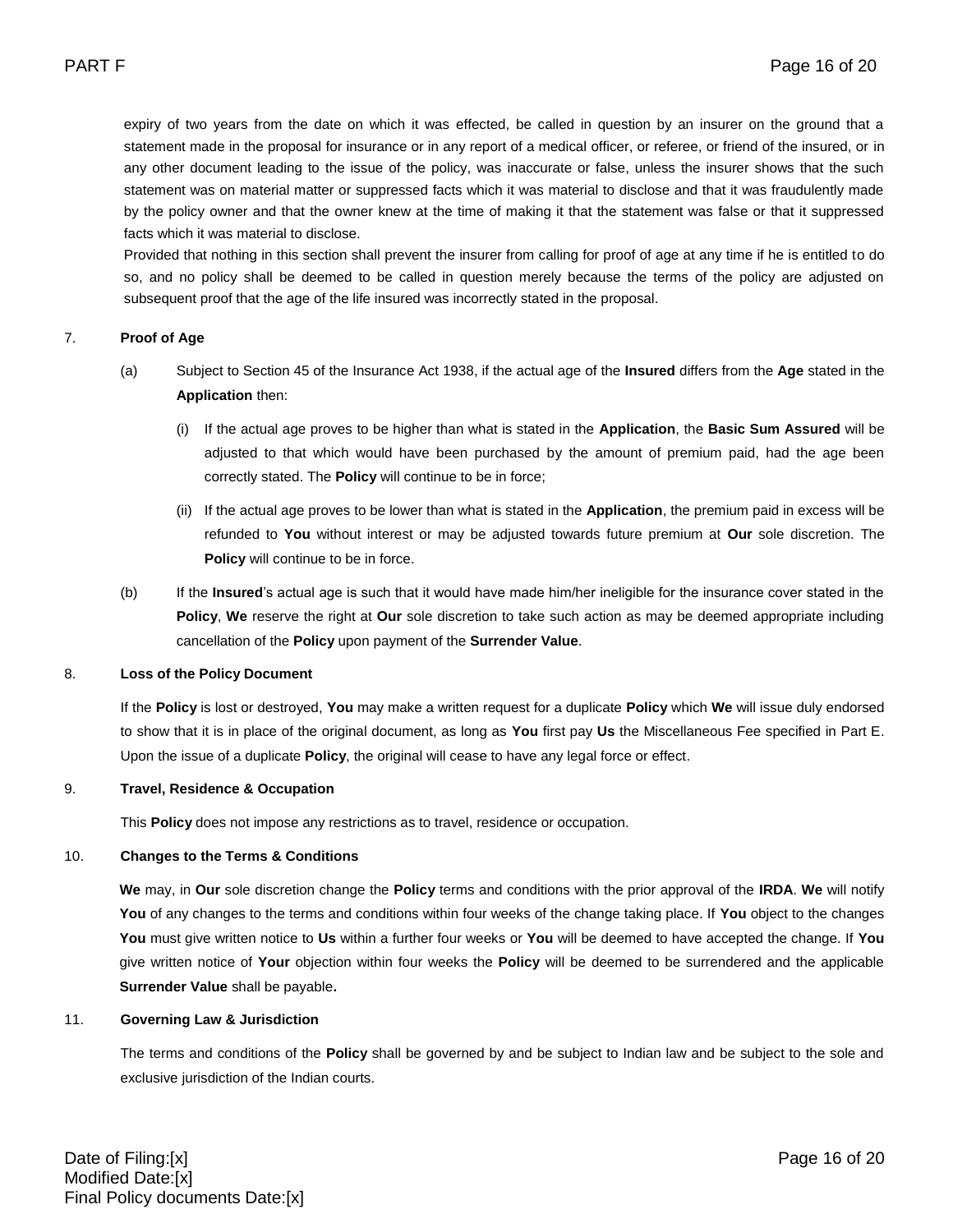expiry of two years from the date on which it was effected, be called in question by an insurer on the ground that a statement made in the proposal for insurance or in any report of a medical officer, or referee, or friend of the insured, or in any other document leading to the issue of the policy, was inaccurate or false, unless the insurer shows that the such statement was on material matter or suppressed facts which it was material to disclose and that it was fraudulently made by the policy owner and that the owner knew at the time of making it that the statement was false or that it suppressed facts which it was material to disclose.

Provided that nothing in this section shall prevent the insurer from calling for proof of age at any time if he is entitled to do so, and no policy shall be deemed to be called in question merely because the terms of the policy are adjusted on subsequent proof that the age of the life insured was incorrectly stated in the proposal.

7. **Proof of Age**

(a) Subject to Section 45 of the Insurance Act 1938, if the actual age of the **Insured** differs from the **Age** stated in the **Application** then:

(i) If the actual age proves to be higher than what is stated in the **Application**, the **Basic Sum Assured** will be adjusted to that which would have been purchased by the amount of premium paid, had the age been correctly stated. The **Policy** will continue to be in force;

(ii) If the actual age proves to be lower than what is stated in the **Application**, the premium paid in excess will be refunded to **You** without interest or may be adjusted towards future premium at **Our** sole discretion. The **Policy** will continue to be in force.

(b) If the **Insured**'s actual age is such that it would have made him/her ineligible for the insurance cover stated in the **Policy**, **We** reserve the right at **Our** sole discretion to take such action as may be deemed appropriate including cancellation of the **Policy** upon payment of the **Surrender Value**.

8. **Loss of the Policy Document**

If the **Policy** is lost or destroyed, **You** may make a written request for a duplicate **Policy** which **We** will issue duly endorsed to show that it is in place of the original document, as long as **You** first pay **Us** the Miscellaneous Fee specified in Part E. Upon the issue of a duplicate **Policy**, the original will cease to have any legal force or effect.

9. **Travel, Residence & Occupation**

This **Policy** does not impose any restrictions as to travel, residence or occupation.

10. **Changes to the Terms & Conditions**

**We** may, in **Our** sole discretion change the **Policy** terms and conditions with the prior approval of the **IRDA**. **We** will notify **You** of any changes to the terms and conditions within four weeks of the change taking place. If **You** object to the changes **You** must give written notice to **Us** within a further four weeks or **You** will be deemed to have accepted the change. If **You** give written notice of **Your** objection within four weeks the **Policy** will be deemed to be surrendered and the applicable **Surrender Value** shall be payable**.**

11. **Governing Law & Jurisdiction**

The terms and conditions of the **Policy** shall be governed by and be subject to Indian law and be subject to the sole and exclusive jurisdiction of the Indian courts.

Date of Filing:[x]
Modified Date:[x]
Final Policy documents Date:[x]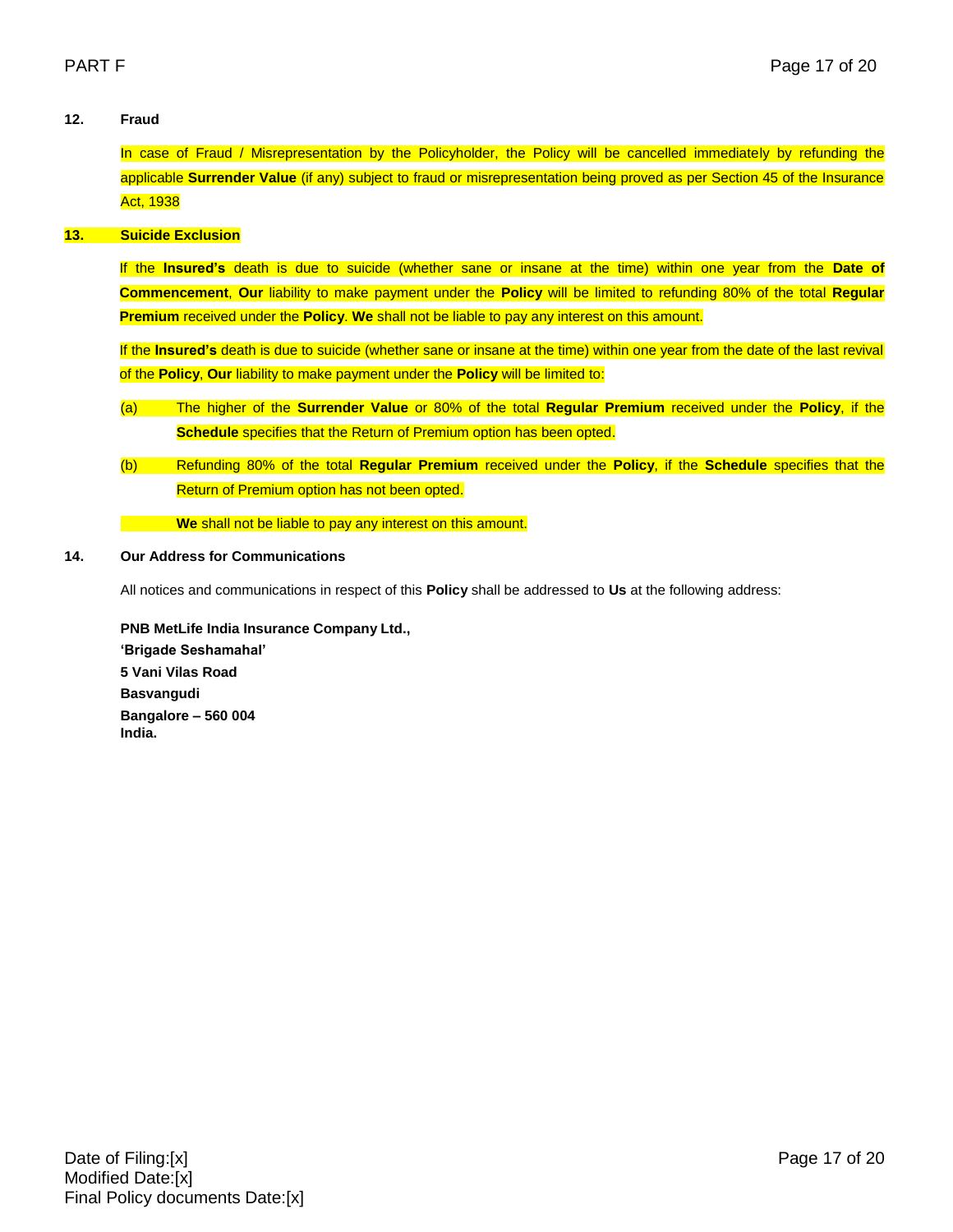**12. Fraud**

In case of Fraud / Misrepresentation by the Policyholder, the Policy will be cancelled immediately by refunding the applicable **Surrender Value** (if any) subject to fraud or misrepresentation being proved as per Section 45 of the Insurance Act, 1938

**13. Suicide Exclusion**

If the **Insured's** death is due to suicide (whether sane or insane at the time) within one year from the **Date of Commencement**, **Our** liability to make payment under the **Policy** will be limited to refunding 80% of the total **Regular Premium** received under the **Policy**. **We** shall not be liable to pay any interest on this amount.

If the **Insured's** death is due to suicide (whether sane or insane at the time) within one year from the date of the last revival of the **Policy**, **Our** liability to make payment under the **Policy** will be limited to:

(a) The higher of the **Surrender Value** or 80% of the total **Regular Premium** received under the **Policy**, if the **Schedule** specifies that the Return of Premium option has been opted.

(b) Refunding 80% of the total **Regular Premium** received under the **Policy**, if the **Schedule** specifies that the Return of Premium option has not been opted.

**We** shall not be liable to pay any interest on this amount.

**14. Our Address for Communications**

All notices and communications in respect of this **Policy** shall be addressed to **Us** at the following address:

**PNB MetLife India Insurance Company Ltd.,**
**'Brigade Seshamahal'**
**5 Vani Vilas Road**
**Basvangudi**
**Bangalore – 560 004**
**India.**

Date of Filing:[x]
Modified Date:[x]
Final Policy documents Date:[x]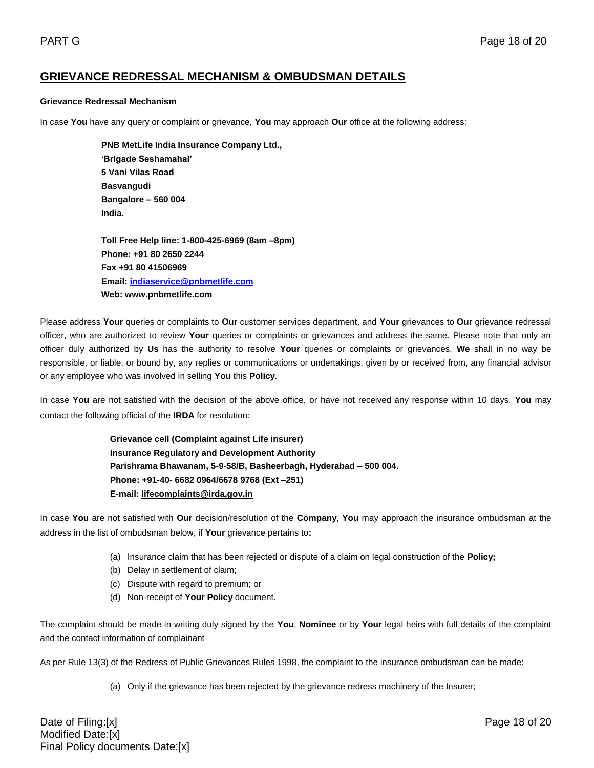## GRIEVANCE REDRESSAL MECHANISM & OMBUDSMAN DETAILS

**Grievance Redressal Mechanism**

In case **You** have any query or complaint or grievance, **You** may approach **Our** office at the following address:

**PNB MetLife India Insurance Company Ltd.,**
**'Brigade Seshamahal'**
**5 Vani Vilas Road**
**Basvangudi**
**Bangalore – 560 004**
**India.**

**Toll Free Help line: 1-800-425-6969 (8am –8pm)**
**Phone: +91 80 2650 2244**
**Fax +91 80 41506969**
**Email: indiaservice@pnbmetlife.com**
**Web: www.pnbmetlife.com**

Please address **Your** queries or complaints to **Our** customer services department, and **Your** grievances to **Our** grievance redressal officer, who are authorized to review **Your** queries or complaints or grievances and address the same. Please note that only an officer duly authorized by **Us** has the authority to resolve **Your** queries or complaints or grievances. **We** shall in no way be responsible, or liable, or bound by, any replies or communications or undertakings, given by or received from, any financial advisor or any employee who was involved in selling **You** this **Policy**.

In case **You** are not satisfied with the decision of the above office, or have not received any response within 10 days, **You** may contact the following official of the **IRDA** for resolution:

**Grievance cell (Complaint against Life insurer)**
**Insurance Regulatory and Development Authority**
**Parishrama Bhawanam, 5-9-58/B, Basheerbagh, Hyderabad – 500 004.**
**Phone: +91-40- 6682 0964/6678 9768 (Ext –251)**
**E-mail: lifecomplaints@irda.gov.in**

In case **You** are not satisfied with **Our** decision/resolution of the **Company**, **You** may approach the insurance ombudsman at the address in the list of ombudsman below, if **Your** grievance pertains to**:**

(a) Insurance claim that has been rejected or dispute of a claim on legal construction of the **Policy;**
(b) Delay in settlement of claim;
(c) Dispute with regard to premium; or
(d) Non-receipt of **Your Policy** document.

The complaint should be made in writing duly signed by the **You**, **Nominee** or by **Your** legal heirs with full details of the complaint and the contact information of complainant

As per Rule 13(3) of the Redress of Public Grievances Rules 1998, the complaint to the insurance ombudsman can be made:

(a) Only if the grievance has been rejected by the grievance redress machinery of the Insurer;

Date of Filing:[x]
Modified Date:[x]
Final Policy documents Date:[x]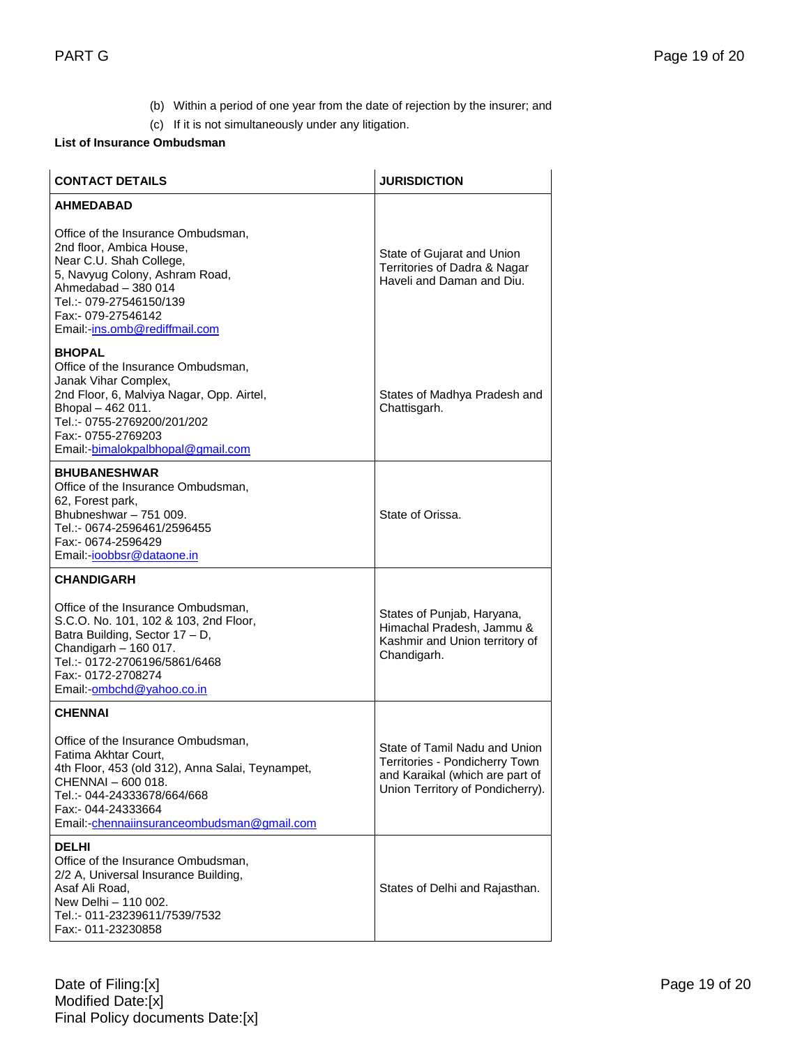(b) Within a period of one year from the date of rejection by the insurer; and

(c) If it is not simultaneously under any litigation.

**List of Insurance Ombudsman**

| CONTACT DETAILS | JURISDICTION |
|---|---|
| **AHMEDABAD**<br><br>Office of the Insurance Ombudsman,<br>2nd floor, Ambica House,<br>Near C.U. Shah College,<br>5, Navyug Colony, Ashram Road,<br>Ahmedabad – 380 014<br>Tel.:- 079-27546150/139<br>Fax:- 079-27546142<br>Email:-ins.omb@rediffmail.com | State of Gujarat and Union Territories of Dadra & Nagar Haveli and Daman and Diu. |
| **BHOPAL**<br>Office of the Insurance Ombudsman,<br>Janak Vihar Complex,<br>2nd Floor, 6, Malviya Nagar, Opp. Airtel,<br>Bhopal – 462 011.<br>Tel.:- 0755-2769200/201/202<br>Fax:- 0755-2769203<br>Email:-bimalokpalbhopal@gmail.com | States of Madhya Pradesh and Chattisgarh. |
| **BHUBANESHWAR**<br>Office of the Insurance Ombudsman,<br>62, Forest park,<br>Bhubneshwar – 751 009.<br>Tel.:- 0674-2596461/2596455<br>Fax:- 0674-2596429<br>Email:-ioobbsr@dataone.in | State of Orissa. |
| **CHANDIGARH**<br><br>Office of the Insurance Ombudsman,<br>S.C.O. No. 101, 102 & 103, 2nd Floor,<br>Batra Building, Sector 17 – D,<br>Chandigarh – 160 017.<br>Tel.:- 0172-2706196/5861/6468<br>Fax:- 0172-2708274<br>Email:-ombchd@yahoo.co.in | States of Punjab, Haryana, Himachal Pradesh, Jammu & Kashmir and Union territory of Chandigarh. |
| **CHENNAI**<br><br>Office of the Insurance Ombudsman,<br>Fatima Akhtar Court,<br>4th Floor, 453 (old 312), Anna Salai, Teynampet,<br>CHENNAI – 600 018.<br>Tel.:- 044-24333678/664/668<br>Fax:- 044-24333664<br>Email:-chennaiinsuranceombudsman@gmail.com | State of Tamil Nadu and Union Territories - Pondicherry Town and Karaikal (which are part of Union Territory of Pondicherry). |
| **DELHI**<br>Office of the Insurance Ombudsman,<br>2/2 A, Universal Insurance Building,<br>Asaf Ali Road,<br>New Delhi – 110 002.<br>Tel.:- 011-23239611/7539/7532<br>Fax:- 011-23230858 | States of Delhi and Rajasthan. |

Date of Filing:[x]
Modified Date:[x]
Final Policy documents Date:[x]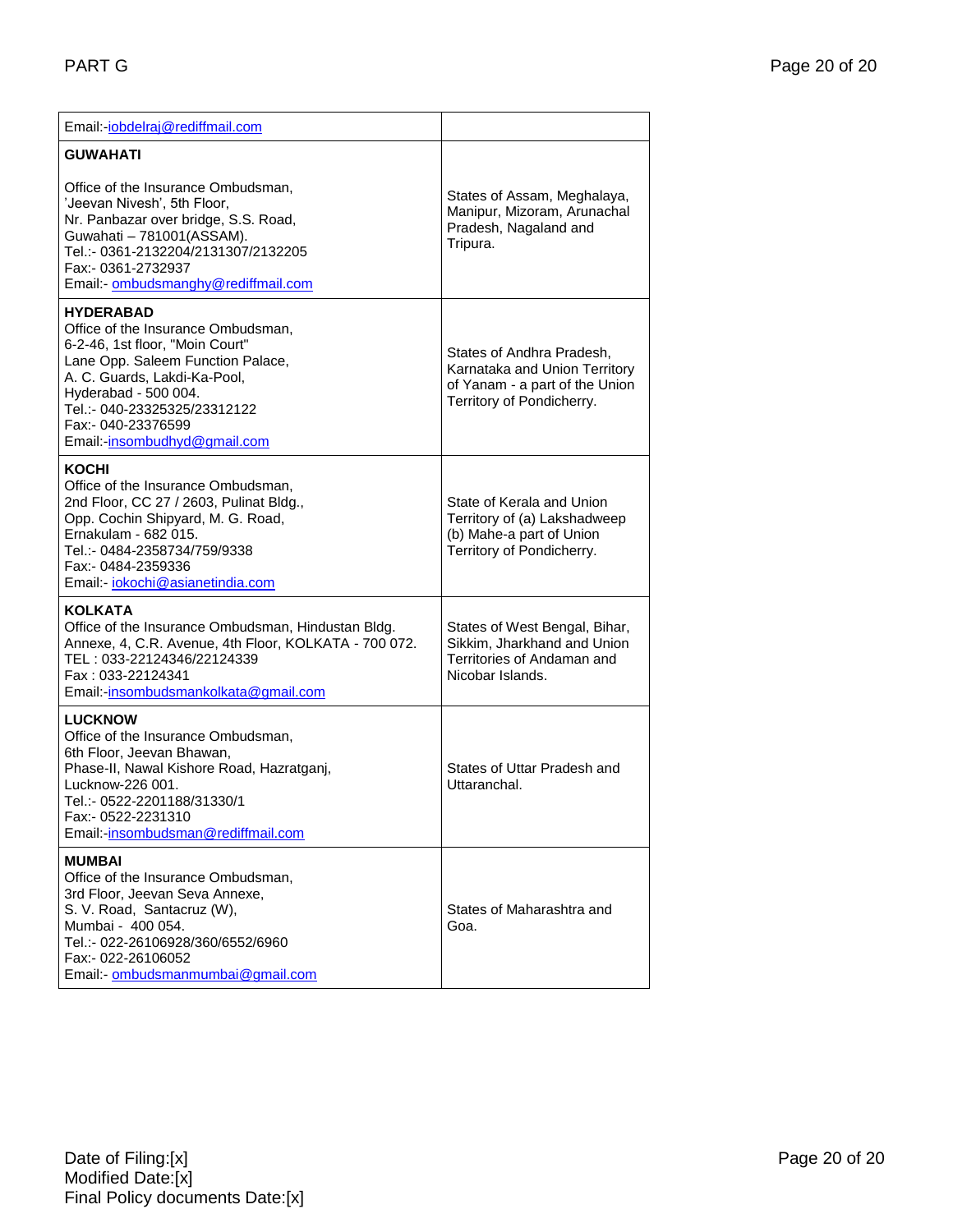| | |
|---|---|
| Email:-iobdelraj@rediffmail.com | |
| **GUWAHATI**<br><br>Office of the Insurance Ombudsman,<br>'Jeevan Nivesh', 5th Floor,<br>Nr. Panbazar over bridge, S.S. Road,<br>Guwahati – 781001(ASSAM).<br>Tel.:- 0361-2132204/2131307/2132205<br>Fax:- 0361-2732937<br>Email:- ombudsmanghy@rediffmail.com | States of Assam, Meghalaya, Manipur, Mizoram, Arunachal Pradesh, Nagaland and Tripura. |
| **HYDERABAD**<br>Office of the Insurance Ombudsman,<br>6-2-46, 1st floor, "Moin Court"<br>Lane Opp. Saleem Function Palace,<br>A. C. Guards, Lakdi-Ka-Pool,<br>Hyderabad - 500 004.<br>Tel.:- 040-23325325/23312122<br>Fax:- 040-23376599<br>Email:-insombudhyd@gmail.com | States of Andhra Pradesh, Karnataka and Union Territory of Yanam - a part of the Union Territory of Pondicherry. |
| **KOCHI**<br>Office of the Insurance Ombudsman,<br>2nd Floor, CC 27 / 2603, Pulinat Bldg.,<br>Opp. Cochin Shipyard, M. G. Road,<br>Ernakulam - 682 015.<br>Tel.:- 0484-2358734/759/9338<br>Fax:- 0484-2359336<br>Email:- iokochi@asianetindia.com | State of Kerala and Union Territory of (a) Lakshadweep (b) Mahe-a part of Union Territory of Pondicherry. |
| **KOLKATA**<br>Office of the Insurance Ombudsman, Hindustan Bldg. Annexe, 4, C.R. Avenue, 4th Floor, KOLKATA - 700 072.<br>TEL : 033-22124346/22124339<br>Fax : 033-22124341<br>Email:-insombudsmankolkata@gmail.com | States of West Bengal, Bihar, Sikkim, Jharkhand and Union Territories of Andaman and Nicobar Islands. |
| **LUCKNOW**<br>Office of the Insurance Ombudsman,<br>6th Floor, Jeevan Bhawan,<br>Phase-II, Nawal Kishore Road, Hazratganj,<br>Lucknow-226 001.<br>Tel.:- 0522-2201188/31330/1<br>Fax:- 0522-2231310<br>Email:-insombudsman@rediffmail.com | States of Uttar Pradesh and Uttaranchal. |
| **MUMBAI**<br>Office of the Insurance Ombudsman,<br>3rd Floor, Jeevan Seva Annexe,<br>S. V. Road, Santacruz (W),<br>Mumbai - 400 054.<br>Tel.:- 022-26106928/360/6552/6960<br>Fax:- 022-26106052<br>Email:- ombudsmanmumbai@gmail.com | States of Maharashtra and Goa. |

Date of Filing:[x]
Modified Date:[x]
Final Policy documents Date:[x]